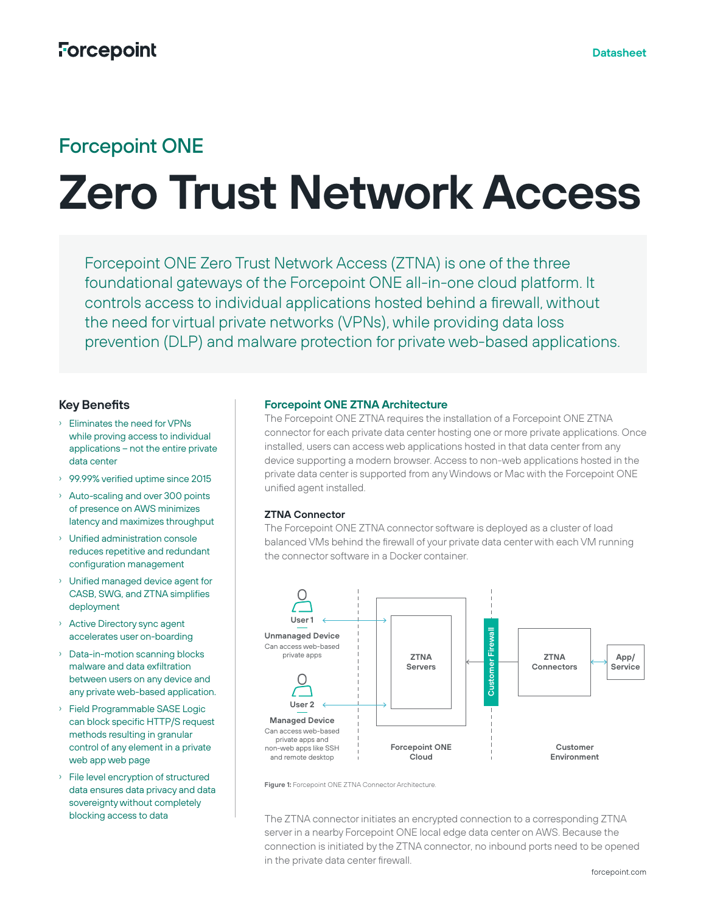Forcepoint ONE

# Zero Trust Network Access

Forcepoint ONE Zero Trust Network Access (ZTNA) is one of the three foundational gateways of the Forcepoint ONE all-in-one cloud platform. It controls access to individual applications hosted behind a firewall, without the need for virtual private networks (VPNs), while providing data loss prevention (DLP) and malware protection for private web-based applications.

## Key Benefits

- Eliminates the need for VPNs while proving access to individual applications – not the entire private data center
- 99.99% verified uptime since 2015
- Auto-scaling and over 300 points of presence on AWS minimizes latency and maximizes throughput
- Unified administration console reduces repetitive and redundant configuration management
- Unified managed device agent for CASB, SWG, and ZTNA simplifies deployment
- Active Directory sync agent accelerates user on-boarding
- Data-in-motion scanning blocks malware and data exfiltration between users on any device and any private web-based application.
- Field Programmable SASE Logic can block specific HTTP/S request methods resulting in granular control of any element in a private web app web page
- File level encryption of structured data ensures data privacy and data sovereignty without completely blocking access to data

## Forcepoint ONE ZTNA Architecture

The Forcepoint ONE ZTNA requires the installation of a Forcepoint ONE ZTNA connector for each private data center hosting one or more private applications. Once installed, users can access web applications hosted in that data center from any device supporting a modern browser. Access to non-web applications hosted in the private data center is supported from any Windows or Mac with the Forcepoint ONE unified agent installed.

### ZTNA Connector

The Forcepoint ONE ZTNA connector software is deployed as a cluster of load balanced VMs behind the firewall of your private data center with each VM running the connector software in a Docker container.

User 1
**Unmanaged Device**
Can access web-based private apps

User 2
**Managed Device**
Can access web-based private apps and non-web apps like SSH and remote desktop

ZTNA Servers

Forcepoint ONE Cloud

Customer Firewall

ZTNA Connectors

App/ Service

Customer Environment

**Figure 1:** Forcepoint ONE ZTNA Connector Architecture.

The ZTNA connector initiates an encrypted connection to a corresponding ZTNA server in a nearby Forcepoint ONE local edge data center on AWS. Because the connection is initiated by the ZTNA connector, no inbound ports need to be opened in the private data center firewall.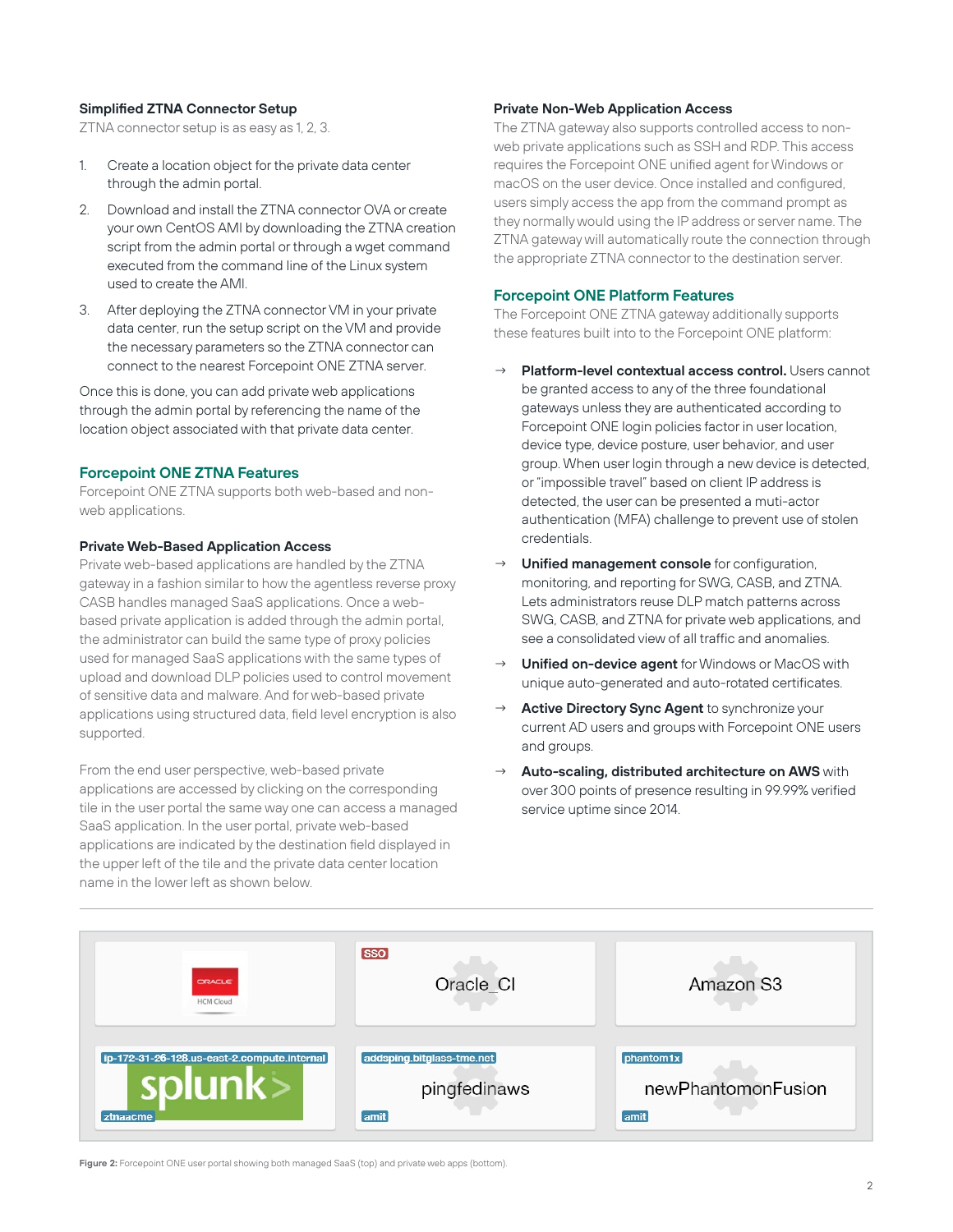### Simplified ZTNA Connector Setup

ZTNA connector setup is as easy as 1, 2, 3.

1. Create a location object for the private data center through the admin portal.
2. Download and install the ZTNA connector OVA or create your own CentOS AMI by downloading the ZTNA creation script from the admin portal or through a wget command executed from the command line of the Linux system used to create the AMI.
3. After deploying the ZTNA connector VM in your private data center, run the setup script on the VM and provide the necessary parameters so the ZTNA connector can connect to the nearest Forcepoint ONE ZTNA server.

Once this is done, you can add private web applications through the admin portal by referencing the name of the location object associated with that private data center.

## Forcepoint ONE ZTNA Features

Forcepoint ONE ZTNA supports both web-based and non-web applications.

### Private Web-Based Application Access

Private web-based applications are handled by the ZTNA gateway in a fashion similar to how the agentless reverse proxy CASB handles managed SaaS applications. Once a web-based private application is added through the admin portal, the administrator can build the same type of proxy policies used for managed SaaS applications with the same types of upload and download DLP policies used to control movement of sensitive data and malware. And for web-based private applications using structured data, field level encryption is also supported.

From the end user perspective, web-based private applications are accessed by clicking on the corresponding tile in the user portal the same way one can access a managed SaaS application. In the user portal, private web-based applications are indicated by the destination field displayed in the upper left of the tile and the private data center location name in the lower left as shown below.

### Private Non-Web Application Access

The ZTNA gateway also supports controlled access to non-web private applications such as SSH and RDP. This access requires the Forcepoint ONE unified agent for Windows or macOS on the user device. Once installed and configured, users simply access the app from the command prompt as they normally would using the IP address or server name. The ZTNA gateway will automatically route the connection through the appropriate ZTNA connector to the destination server.

## Forcepoint ONE Platform Features

The Forcepoint ONE ZTNA gateway additionally supports these features built into to the Forcepoint ONE platform:

- **Platform-level contextual access control.** Users cannot be granted access to any of the three foundational gateways unless they are authenticated according to Forcepoint ONE login policies factor in user location, device type, device posture, user behavior, and user group. When user login through a new device is detected, or "impossible travel" based on client IP address is detected, the user can be presented a muti-actor authentication (MFA) challenge to prevent use of stolen credentials.
- **Unified management console** for configuration, monitoring, and reporting for SWG, CASB, and ZTNA. Lets administrators reuse DLP match patterns across SWG, CASB, and ZTNA for private web applications, and see a consolidated view of all traffic and anomalies.
- **Unified on-device agent** for Windows or MacOS with unique auto-generated and auto-rotated certificates.
- **Active Directory Sync Agent** to synchronize your current AD users and groups with Forcepoint ONE users and groups.
- **Auto-scaling, distributed architecture on AWS** with over 300 points of presence resulting in 99.99% verified service uptime since 2014.

**Figure 2:** Forcepoint ONE user portal showing both managed SaaS (top) and private web apps (bottom).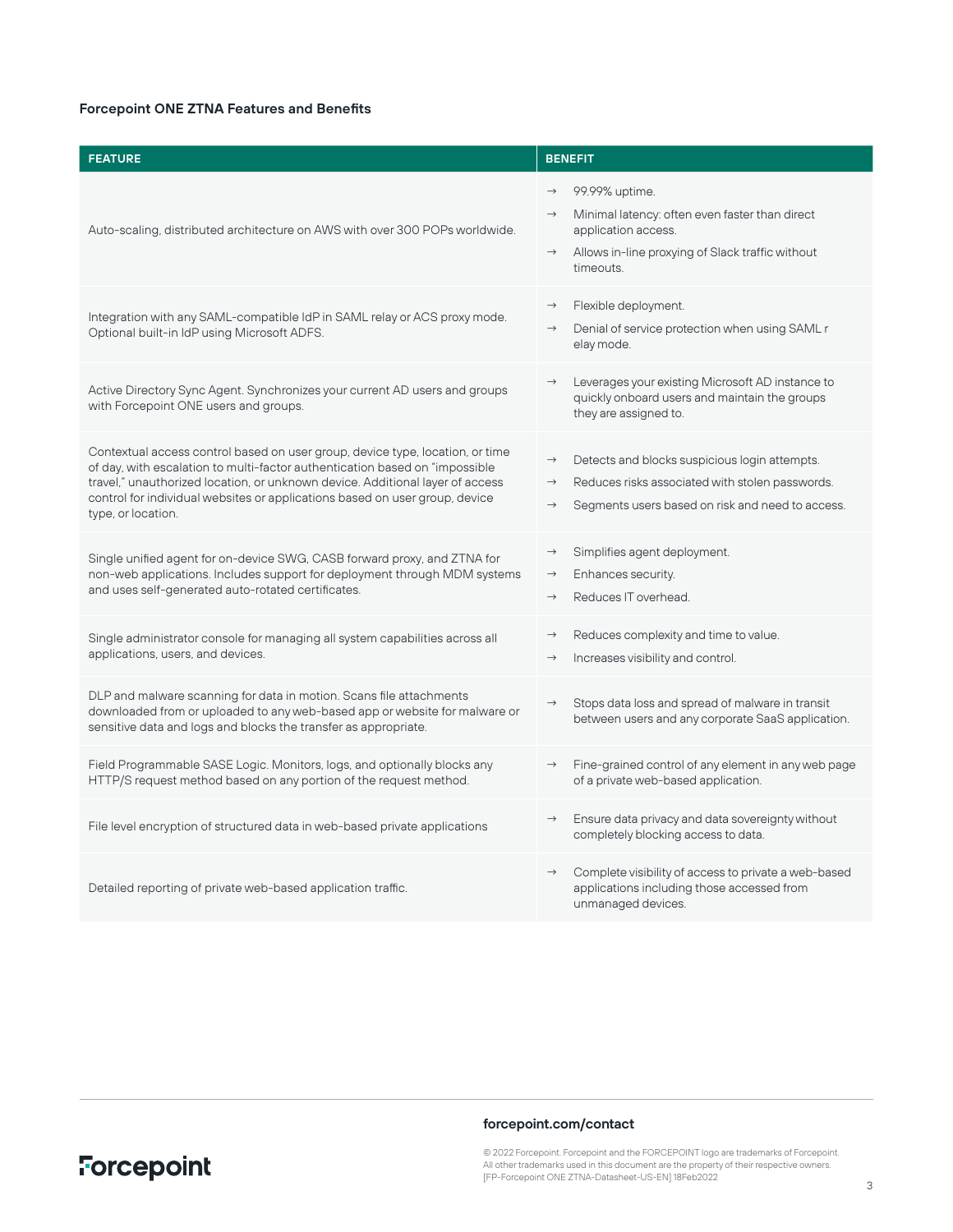### Forcepoint ONE ZTNA Features and Benefits

| FEATURE | BENEFIT |
|---|---|
| Auto-scaling, distributed architecture on AWS with over 300 POPs worldwide. | → 99.99% uptime.<br>→ Minimal latency: often even faster than direct application access.<br>→ Allows in-line proxying of Slack traffic without timeouts. |
| Integration with any SAML-compatible IdP in SAML relay or ACS proxy mode. Optional built-in IdP using Microsoft ADFS. | → Flexible deployment.<br>→ Denial of service protection when using SAML r elay mode. |
| Active Directory Sync Agent. Synchronizes your current AD users and groups with Forcepoint ONE users and groups. | → Leverages your existing Microsoft AD instance to quickly onboard users and maintain the groups they are assigned to. |
| Contextual access control based on user group, device type, location, or time of day, with escalation to multi-factor authentication based on "impossible travel," unauthorized location, or unknown device. Additional layer of access control for individual websites or applications based on user group, device type, or location. | → Detects and blocks suspicious login attempts.<br>→ Reduces risks associated with stolen passwords.<br>→ Segments users based on risk and need to access. |
| Single unified agent for on-device SWG, CASB forward proxy, and ZTNA for non-web applications. Includes support for deployment through MDM systems and uses self-generated auto-rotated certificates. | → Simplifies agent deployment.<br>→ Enhances security.<br>→ Reduces IT overhead. |
| Single administrator console for managing all system capabilities across all applications, users, and devices. | → Reduces complexity and time to value.<br>→ Increases visibility and control. |
| DLP and malware scanning for data in motion. Scans file attachments downloaded from or uploaded to any web-based app or website for malware or sensitive data and logs and blocks the transfer as appropriate. | → Stops data loss and spread of malware in transit between users and any corporate SaaS application. |
| Field Programmable SASE Logic. Monitors, logs, and optionally blocks any HTTP/S request method based on any portion of the request method. | → Fine-grained control of any element in any web page of a private web-based application. |
| File level encryption of structured data in web-based private applications | → Ensure data privacy and data sovereignty without completely blocking access to data. |
| Detailed reporting of private web-based application traffic. | → Complete visibility of access to private a web-based applications including those accessed from unmanaged devices. |

Forcepoint

**forcepoint.com/contact**

© 2022 Forcepoint. Forcepoint and the FORCEPOINT logo are trademarks of Forcepoint. All other trademarks used in this document are the property of their respective owners. [FP-Forcepoint ONE ZTNA-Datasheet-US-EN] 18Feb2022